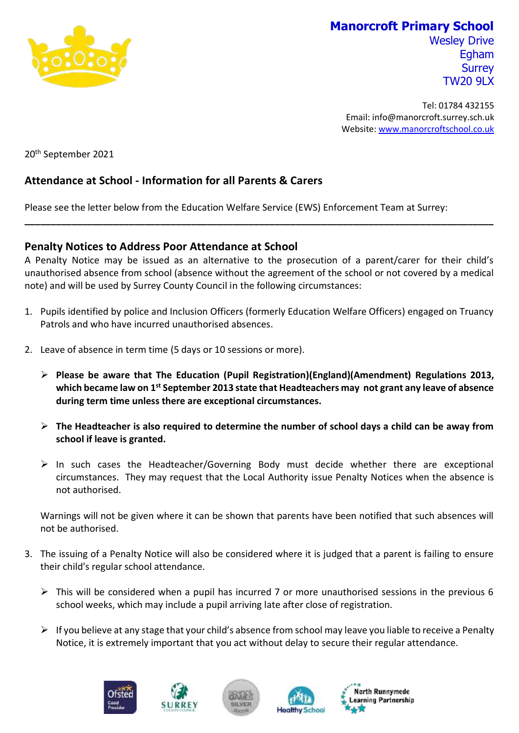**Manorcroft Primary School**
Wesley Drive
Egham
Surrey
TW20 9LX

Tel: 01784 432155
Email: info@manorcroft.surrey.sch.uk
Website: www.manorcroftschool.co.uk

20th September 2021

## Attendance at School - Information for all Parents & Carers

Please see the letter below from the Education Welfare Service (EWS) Enforcement Team at Surrey:

---

## Penalty Notices to Address Poor Attendance at School

A Penalty Notice may be issued as an alternative to the prosecution of a parent/carer for their child's unauthorised absence from school (absence without the agreement of the school or not covered by a medical note) and will be used by Surrey County Council in the following circumstances:

1. Pupils identified by police and Inclusion Officers (formerly Education Welfare Officers) engaged on Truancy Patrols and who have incurred unauthorised absences.

2. Leave of absence in term time (5 days or 10 sessions or more).

   - **Please be aware that The Education (Pupil Registration)(England)(Amendment) Regulations 2013, which became law on 1st September 2013 state that Headteachers may not grant any leave of absence during term time unless there are exceptional circumstances.**

   - **The Headteacher is also required to determine the number of school days a child can be away from school if leave is granted.**

   - In such cases the Headteacher/Governing Body must decide whether there are exceptional circumstances. They may request that the Local Authority issue Penalty Notices when the absence is not authorised.

   Warnings will not be given where it can be shown that parents have been notified that such absences will not be authorised.

3. The issuing of a Penalty Notice will also be considered where it is judged that a parent is failing to ensure their child's regular school attendance.

   - This will be considered when a pupil has incurred 7 or more unauthorised sessions in the previous 6 school weeks, which may include a pupil arriving late after close of registration.

   - If you believe at any stage that your child's absence from school may leave you liable to receive a Penalty Notice, it is extremely important that you act without delay to secure their regular attendance.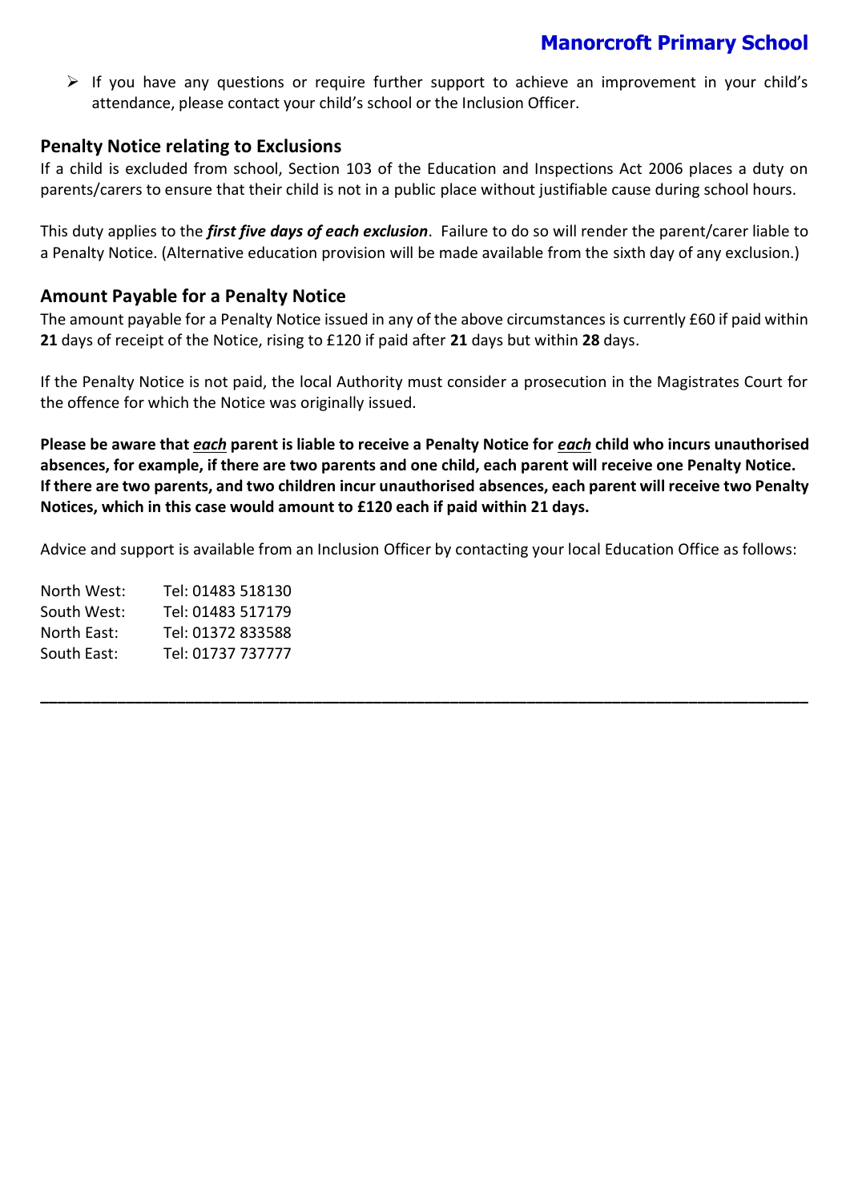- If you have any questions or require further support to achieve an improvement in your child's attendance, please contact your child's school or the Inclusion Officer.

## Penalty Notice relating to Exclusions

If a child is excluded from school, Section 103 of the Education and Inspections Act 2006 places a duty on parents/carers to ensure that their child is not in a public place without justifiable cause during school hours.

This duty applies to the ***first five days of each exclusion***. Failure to do so will render the parent/carer liable to a Penalty Notice. (Alternative education provision will be made available from the sixth day of any exclusion.)

## Amount Payable for a Penalty Notice

The amount payable for a Penalty Notice issued in any of the above circumstances is currently £60 if paid within **21** days of receipt of the Notice, rising to £120 if paid after **21** days but within **28** days.

If the Penalty Notice is not paid, the local Authority must consider a prosecution in the Magistrates Court for the offence for which the Notice was originally issued.

**Please be aware that *each* parent is liable to receive a Penalty Notice for *each* child who incurs unauthorised absences, for example, if there are two parents and one child, each parent will receive one Penalty Notice. If there are two parents, and two children incur unauthorised absences, each parent will receive two Penalty Notices, which in this case would amount to £120 each if paid within 21 days.**

Advice and support is available from an Inclusion Officer by contacting your local Education Office as follows:

| | |
|---|---|
| North West: | Tel: 01483 518130 |
| South West: | Tel: 01483 517179 |
| North East: | Tel: 01372 833588 |
| South East: | Tel: 01737 737777 |

---